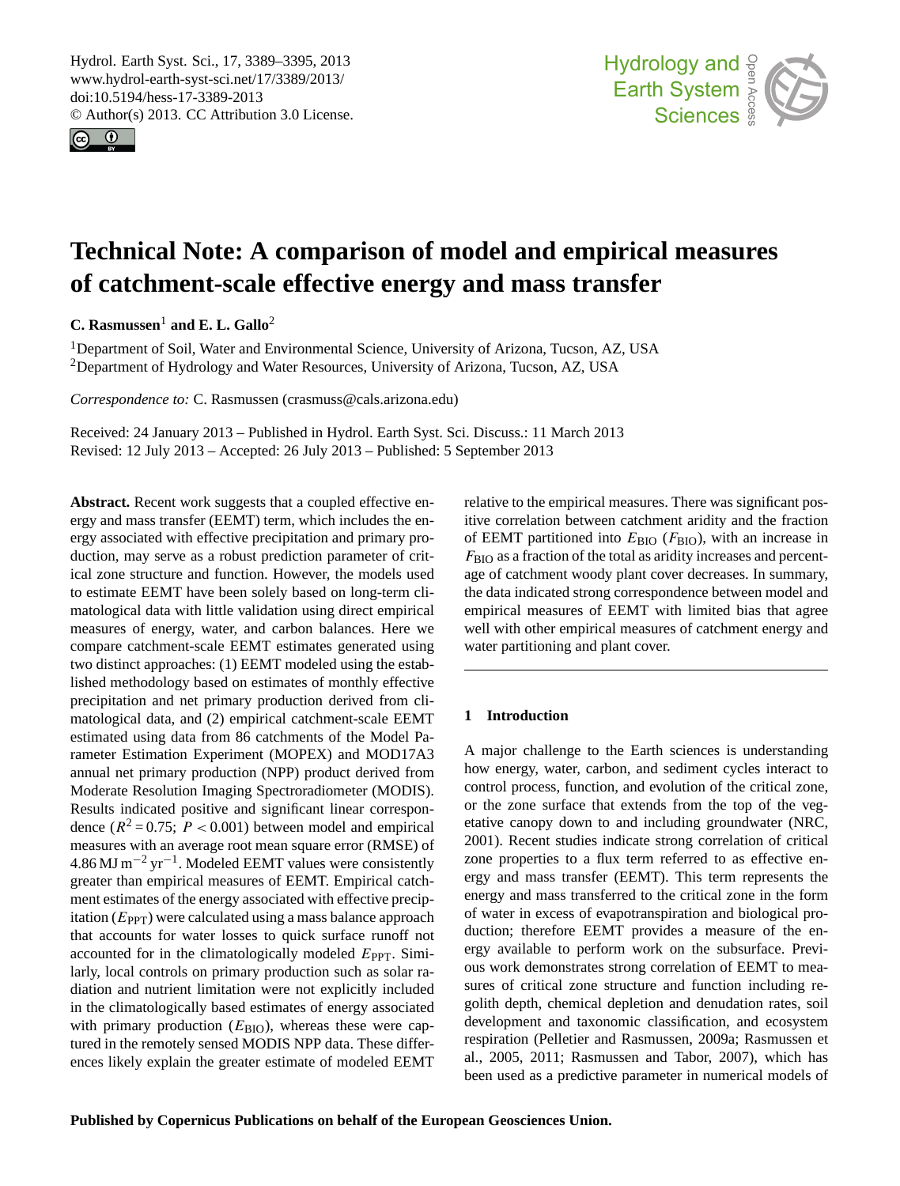# Technical Note: A comparison of model and empirical measures of catchment-scale effective energy and mass transfer

**C. Rasmussen**[1] **and E. L. Gallo**[2]

[1]Department of Soil, Water and Environmental Science, University of Arizona, Tucson, AZ, USA

[2]Department of Hydrology and Water Resources, University of Arizona, Tucson, AZ, USA

*Correspondence to:* C. Rasmussen (crasmuss@cals.arizona.edu)

Received: 24 January 2013 – Published in Hydrol. Earth Syst. Sci. Discuss.: 11 March 2013
Revised: 12 July 2013 – Accepted: 26 July 2013 – Published: 5 September 2013

**Abstract.** Recent work suggests that a coupled effective energy and mass transfer (EEMT) term, which includes the energy associated with effective precipitation and primary production, may serve as a robust prediction parameter of critical zone structure and function. However, the models used to estimate EEMT have been solely based on long-term climatological data with little validation using direct empirical measures of energy, water, and carbon balances. Here we compare catchment-scale EEMT estimates generated using two distinct approaches: (1) EEMT modeled using the established methodology based on estimates of monthly effective precipitation and net primary production derived from climatological data, and (2) empirical catchment-scale EEMT estimated using data from 86 catchments of the Model Parameter Estimation Experiment (MOPEX) and MOD17A3 annual net primary production (NPP) product derived from Moderate Resolution Imaging Spectroradiometer (MODIS). Results indicated positive and significant linear correspondence ($R^2 = 0.75$; $P < 0.001$) between model and empirical measures with an average root mean square error (RMSE) of $4.86\,\mathrm{MJ\,m^{-2}\,yr^{-1}}$. Modeled EEMT values were consistently greater than empirical measures of EEMT. Empirical catchment estimates of the energy associated with effective precipitation ($E_{\mathrm{PPT}}$) were calculated using a mass balance approach that accounts for water losses to quick surface runoff not accounted for in the climatologically modeled $E_{\mathrm{PPT}}$. Similarly, local controls on primary production such as solar radiation and nutrient limitation were not explicitly included in the climatologically based estimates of energy associated with primary production ($E_{\mathrm{BIO}}$), whereas these were captured in the remotely sensed MODIS NPP data. These differences likely explain the greater estimate of modeled EEMT relative to the empirical measures. There was significant positive correlation between catchment aridity and the fraction of EEMT partitioned into $E_{\mathrm{BIO}}$ ($F_{\mathrm{BIO}}$), with an increase in $F_{\mathrm{BIO}}$ as a fraction of the total as aridity increases and percentage of catchment woody plant cover decreases. In summary, the data indicated strong correspondence between model and empirical measures of EEMT with limited bias that agree well with other empirical measures of catchment energy and water partitioning and plant cover.

## 1 Introduction

A major challenge to the Earth sciences is understanding how energy, water, carbon, and sediment cycles interact to control process, function, and evolution of the critical zone, or the zone surface that extends from the top of the vegetative canopy down to and including groundwater (NRC, 2001). Recent studies indicate strong correlation of critical zone properties to a flux term referred to as effective energy and mass transfer (EEMT). This term represents the energy and mass transferred to the critical zone in the form of water in excess of evapotranspiration and biological production; therefore EEMT provides a measure of the energy available to perform work on the subsurface. Previous work demonstrates strong correlation of EEMT to measures of critical zone structure and function including regolith depth, chemical depletion and denudation rates, soil development and taxonomic classification, and ecosystem respiration (Pelletier and Rasmussen, 2009a; Rasmussen et al., 2005, 2011; Rasmussen and Tabor, 2007), which has been used as a predictive parameter in numerical models of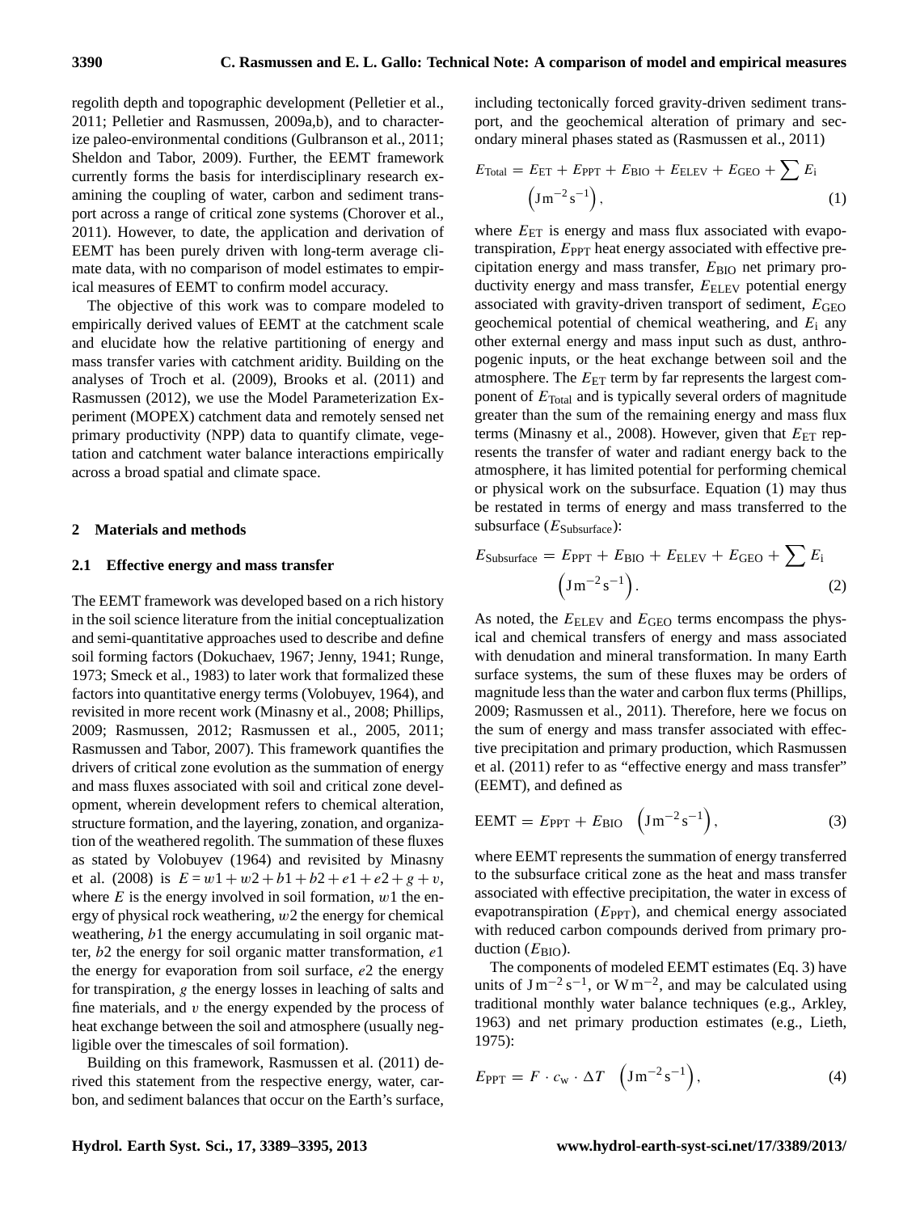regolith depth and topographic development (Pelletier et al., 2011; Pelletier and Rasmussen, 2009a,b), and to characterize paleo-environmental conditions (Gulbranson et al., 2011; Sheldon and Tabor, 2009). Further, the EEMT framework currently forms the basis for interdisciplinary research examining the coupling of water, carbon and sediment transport across a range of critical zone systems (Chorover et al., 2011). However, to date, the application and derivation of EEMT has been purely driven with long-term average climate data, with no comparison of model estimates to empirical measures of EEMT to confirm model accuracy.

The objective of this work was to compare modeled to empirically derived values of EEMT at the catchment scale and elucidate how the relative partitioning of energy and mass transfer varies with catchment aridity. Building on the analyses of Troch et al. (2009), Brooks et al. (2011) and Rasmussen (2012), we use the Model Parameterization Experiment (MOPEX) catchment data and remotely sensed net primary productivity (NPP) data to quantify climate, vegetation and catchment water balance interactions empirically across a broad spatial and climate space.

## 2 Materials and methods

### 2.1 Effective energy and mass transfer

The EEMT framework was developed based on a rich history in the soil science literature from the initial conceptualization and semi-quantitative approaches used to describe and define soil forming factors (Dokuchaev, 1967; Jenny, 1941; Runge, 1973; Smeck et al., 1983) to later work that formalized these factors into quantitative energy terms (Volobuyev, 1964), and revisited in more recent work (Minasny et al., 2008; Phillips, 2009; Rasmussen, 2012; Rasmussen et al., 2005, 2011; Rasmussen and Tabor, 2007). This framework quantifies the drivers of critical zone evolution as the summation of energy and mass fluxes associated with soil and critical zone development, wherein development refers to chemical alteration, structure formation, and the layering, zonation, and organization of the weathered regolith. The summation of these fluxes as stated by Volobuyev (1964) and revisited by Minasny et al. (2008) is $E = w1 + w2 + b1 + b2 + e1 + e2 + g + v$, where $E$ is the energy involved in soil formation, $w1$ the energy of physical rock weathering, $w2$ the energy for chemical weathering, $b1$ the energy accumulating in soil organic matter, $b2$ the energy for soil organic matter transformation, $e1$ the energy for evaporation from soil surface, $e2$ the energy for transpiration, $g$ the energy losses in leaching of salts and fine materials, and $v$ the energy expended by the process of heat exchange between the soil and atmosphere (usually negligible over the timescales of soil formation).

Building on this framework, Rasmussen et al. (2011) derived this statement from the respective energy, water, carbon, and sediment balances that occur on the Earth's surface, including tectonically forced gravity-driven sediment transport, and the geochemical alteration of primary and secondary mineral phases stated as (Rasmussen et al., 2011)

$$E_{\mathrm{Total}} = E_{\mathrm{ET}} + E_{\mathrm{PPT}} + E_{\mathrm{BIO}} + E_{\mathrm{ELEV}} + E_{\mathrm{GEO}} + \sum E_{\mathrm{i}} \quad \left(\mathrm{J\,m^{-2}\,s^{-1}}\right), \tag{1}$$

where $E_{\mathrm{ET}}$ is energy and mass flux associated with evapotranspiration, $E_{\mathrm{PPT}}$ heat energy associated with effective precipitation energy and mass transfer, $E_{\mathrm{BIO}}$ net primary productivity energy and mass transfer, $E_{\mathrm{ELEV}}$ potential energy associated with gravity-driven transport of sediment, $E_{\mathrm{GEO}}$ geochemical potential of chemical weathering, and $E_{\mathrm{i}}$ any other external energy and mass input such as dust, anthropogenic inputs, or the heat exchange between soil and the atmosphere. The $E_{\mathrm{ET}}$ term by far represents the largest component of $E_{\mathrm{Total}}$ and is typically several orders of magnitude greater than the sum of the remaining energy and mass flux terms (Minasny et al., 2008). However, given that $E_{\mathrm{ET}}$ represents the transfer of water and radiant energy back to the atmosphere, it has limited potential for performing chemical or physical work on the subsurface. Equation (1) may thus be restated in terms of energy and mass transferred to the subsurface ($E_{\mathrm{Subsurface}}$):

$$E_{\mathrm{Subsurface}} = E_{\mathrm{PPT}} + E_{\mathrm{BIO}} + E_{\mathrm{ELEV}} + E_{\mathrm{GEO}} + \sum E_{\mathrm{i}} \quad \left(\mathrm{J\,m^{-2}\,s^{-1}}\right). \tag{2}$$

As noted, the $E_{\mathrm{ELEV}}$ and $E_{\mathrm{GEO}}$ terms encompass the physical and chemical transfers of energy and mass associated with denudation and mineral transformation. In many Earth surface systems, the sum of these fluxes may be orders of magnitude less than the water and carbon flux terms (Phillips, 2009; Rasmussen et al., 2011). Therefore, here we focus on the sum of energy and mass transfer associated with effective precipitation and primary production, which Rasmussen et al. (2011) refer to as "effective energy and mass transfer" (EEMT), and defined as

$$\mathrm{EEMT} = E_{\mathrm{PPT}} + E_{\mathrm{BIO}} \quad \left(\mathrm{J\,m^{-2}\,s^{-1}}\right), \tag{3}$$

where EEMT represents the summation of energy transferred to the subsurface critical zone as the heat and mass transfer associated with effective precipitation, the water in excess of evapotranspiration ($E_{\mathrm{PPT}}$), and chemical energy associated with reduced carbon compounds derived from primary production ($E_{\mathrm{BIO}}$).

The components of modeled EEMT estimates (Eq. 3) have units of $\mathrm{J\,m^{-2}\,s^{-1}}$, or $\mathrm{W\,m^{-2}}$, and may be calculated using traditional monthly water balance techniques (e.g., Arkley, 1963) and net primary production estimates (e.g., Lieth, 1975):

$$E_{\mathrm{PPT}} = F \cdot c_{\mathrm{w}} \cdot \Delta T \quad \left(\mathrm{J\,m^{-2}\,s^{-1}}\right), \tag{4}$$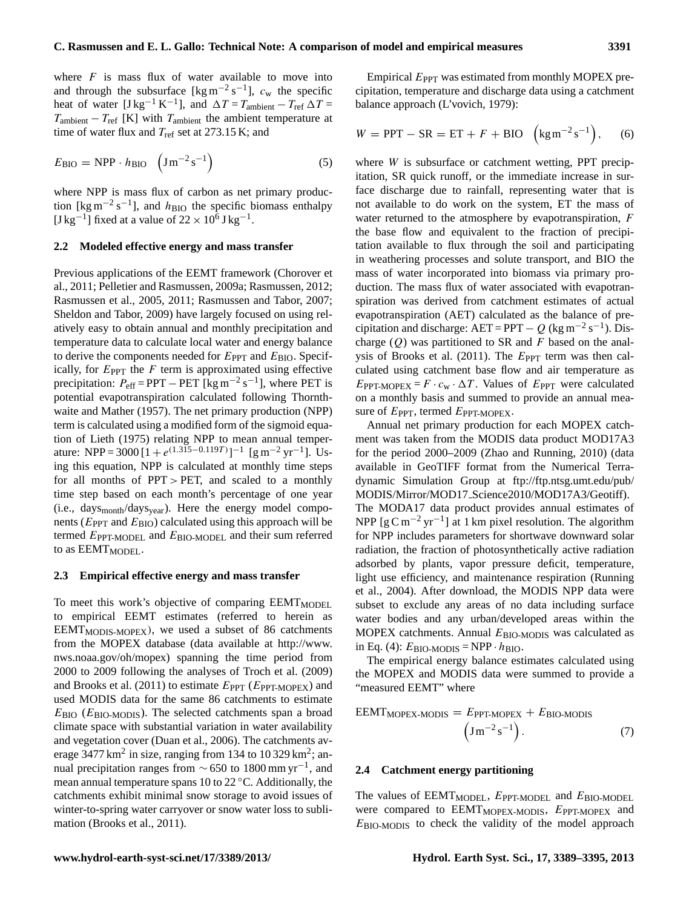where $F$ is mass flux of water available to move into and through the subsurface [$\mathrm{kg\,m^{-2}\,s^{-1}}$], $c_w$ the specific heat of water [$\mathrm{J\,kg^{-1}\,K^{-1}}$], and $\Delta T = T_{\mathrm{ambient}} - T_{\mathrm{ref}}$ $\Delta T = T_{\mathrm{ambient}} - T_{\mathrm{ref}}$ [K] with $T_{\mathrm{ambient}}$ the ambient temperature at time of water flux and $T_{\mathrm{ref}}$ set at 273.15 K; and

$$E_{\mathrm{BIO}} = \mathrm{NPP} \cdot h_{\mathrm{BIO}} \quad \left(\mathrm{J\,m^{-2}\,s^{-1}}\right) \tag{5}$$

where NPP is mass flux of carbon as net primary production [$\mathrm{kg\,m^{-2}\,s^{-1}}$], and $h_{\mathrm{BIO}}$ the specific biomass enthalpy [$\mathrm{J\,kg^{-1}}$] fixed at a value of $22 \times 10^6\,\mathrm{J\,kg^{-1}}$.

### 2.2 Modeled effective energy and mass transfer

Previous applications of the EEMT framework (Chorover et al., 2011; Pelletier and Rasmussen, 2009a; Rasmussen, 2012; Rasmussen et al., 2005, 2011; Rasmussen and Tabor, 2007; Sheldon and Tabor, 2009) have largely focused on using relatively easy to obtain annual and monthly precipitation and temperature data to calculate local water and energy balance to derive the components needed for $E_{\mathrm{PPT}}$ and $E_{\mathrm{BIO}}$. Specifically, for $E_{\mathrm{PPT}}$ the $F$ term is approximated using effective precipitation: $P_{\mathrm{eff}} = \mathrm{PPT} - \mathrm{PET}$ [$\mathrm{kg\,m^{-2}\,s^{-1}}$], where PET is potential evapotranspiration calculated following Thornthwaite and Mather (1957). The net primary production (NPP) term is calculated using a modified form of the sigmoid equation of Lieth (1975) relating NPP to mean annual temperature: $\mathrm{NPP} = 3000\,[1 + e^{(1.315 - 0.119T)}]^{-1}$ [$\mathrm{g\,m^{-2}\,yr^{-1}}$]. Using this equation, NPP is calculated at monthly time steps for all months of PPT > PET, and scaled to a monthly time step based on each month's percentage of one year (i.e., $\mathrm{days_{month}/days_{year}}$). Here the energy model components ($E_{\mathrm{PPT}}$ and $E_{\mathrm{BIO}}$) calculated using this approach will be termed $E_{\mathrm{PPT\text{-}MODEL}}$ and $E_{\mathrm{BIO\text{-}MODEL}}$ and their sum referred to as $\mathrm{EEMT_{MODEL}}$.

### 2.3 Empirical effective energy and mass transfer

To meet this work's objective of comparing $\mathrm{EEMT_{MODEL}}$ to empirical EEMT estimates (referred to herein as $\mathrm{EEMT_{MODIS\text{-}MOPEX}}$), we used a subset of 86 catchments from the MOPEX database (data available at http://www.nws.noaa.gov/oh/mopex) spanning the time period from 2000 to 2009 following the analyses of Troch et al. (2009) and Brooks et al. (2011) to estimate $E_{\mathrm{PPT}}$ ($E_{\mathrm{PPT\text{-}MOPEX}}$) and used MODIS data for the same 86 catchments to estimate $E_{\mathrm{BIO}}$ ($E_{\mathrm{BIO\text{-}MODIS}}$). The selected catchments span a broad climate space with substantial variation in water availability and vegetation cover (Duan et al., 2006). The catchments average 3477 $\mathrm{km^2}$ in size, ranging from 134 to 10 329 $\mathrm{km^2}$; annual precipitation ranges from ∼ 650 to 1800 $\mathrm{mm\,yr^{-1}}$, and mean annual temperature spans 10 to 22 °C. Additionally, the catchments exhibit minimal snow storage to avoid issues of winter-to-spring water carryover or snow water loss to sublimation (Brooks et al., 2011).

Empirical $E_{\mathrm{PPT}}$ was estimated from monthly MOPEX precipitation, temperature and discharge data using a catchment balance approach (L'vovich, 1979):

$$W = \mathrm{PPT} - \mathrm{SR} = \mathrm{ET} + F + \mathrm{BIO} \quad \left(\mathrm{kg\,m^{-2}\,s^{-1}}\right), \tag{6}$$

where $W$ is subsurface or catchment wetting, PPT precipitation, SR quick runoff, or the immediate increase in surface discharge due to rainfall, representing water that is not available to do work on the system, ET the mass of water returned to the atmosphere by evapotranspiration, $F$ the base flow and equivalent to the fraction of precipitation available to flux through the soil and participating in weathering processes and solute transport, and BIO the mass of water incorporated into biomass via primary production. The mass flux of water associated with evapotranspiration was derived from catchment estimates of actual evapotranspiration (AET) calculated as the balance of precipitation and discharge: $\mathrm{AET} = \mathrm{PPT} - Q$ ($\mathrm{kg\,m^{-2}\,s^{-1}}$). Discharge ($Q$) was partitioned to SR and $F$ based on the analysis of Brooks et al. (2011). The $E_{\mathrm{PPT}}$ term was then calculated using catchment base flow and air temperature as $E_{\mathrm{PPT\text{-}MOPEX}} = F \cdot c_w \cdot \Delta T$. Values of $E_{\mathrm{PPT}}$ were calculated on a monthly basis and summed to provide an annual measure of $E_{\mathrm{PPT}}$, termed $E_{\mathrm{PPT\text{-}MOPEX}}$.

Annual net primary production for each MOPEX catchment was taken from the MODIS data product MOD17A3 for the period 2000–2009 (Zhao and Running, 2010) (data available in GeoTIFF format from the Numerical Terradynamic Simulation Group at ftp://ftp.ntsg.umt.edu/pub/MODIS/Mirror/MOD17_Science2010/MOD17A3/Geotiff). The MODA17 data product provides annual estimates of NPP [$\mathrm{g\,C\,m^{-2}\,yr^{-1}}$] at 1 km pixel resolution. The algorithm for NPP includes parameters for shortwave downward solar radiation, the fraction of photosynthetically active radiation adsorbed by plants, vapor pressure deficit, temperature, light use efficiency, and maintenance respiration (Running et al., 2004). After download, the MODIS NPP data were subset to exclude any areas of no data including surface water bodies and any urban/developed areas within the MOPEX catchments. Annual $E_{\mathrm{BIO\text{-}MODIS}}$ was calculated as in Eq. (4): $E_{\mathrm{BIO\text{-}MODIS}} = \mathrm{NPP} \cdot h_{\mathrm{BIO}}$.

The empirical energy balance estimates calculated using the MOPEX and MODIS data were summed to provide a "measured EEMT" where

$$\mathrm{EEMT_{MOPEX\text{-}MODIS}} = E_{\mathrm{PPT\text{-}MOPEX}} + E_{\mathrm{BIO\text{-}MODIS}} \quad \left(\mathrm{J\,m^{-2}\,s^{-1}}\right). \tag{7}$$

### 2.4 Catchment energy partitioning

The values of $\mathrm{EEMT_{MODEL}}$, $E_{\mathrm{PPT\text{-}MODEL}}$ and $E_{\mathrm{BIO\text{-}MODEL}}$ were compared to $\mathrm{EEMT_{MOPEX\text{-}MODIS}}$, $E_{\mathrm{PPT\text{-}MOPEX}}$ and $E_{\mathrm{BIO\text{-}MODIS}}$ to check the validity of the model approach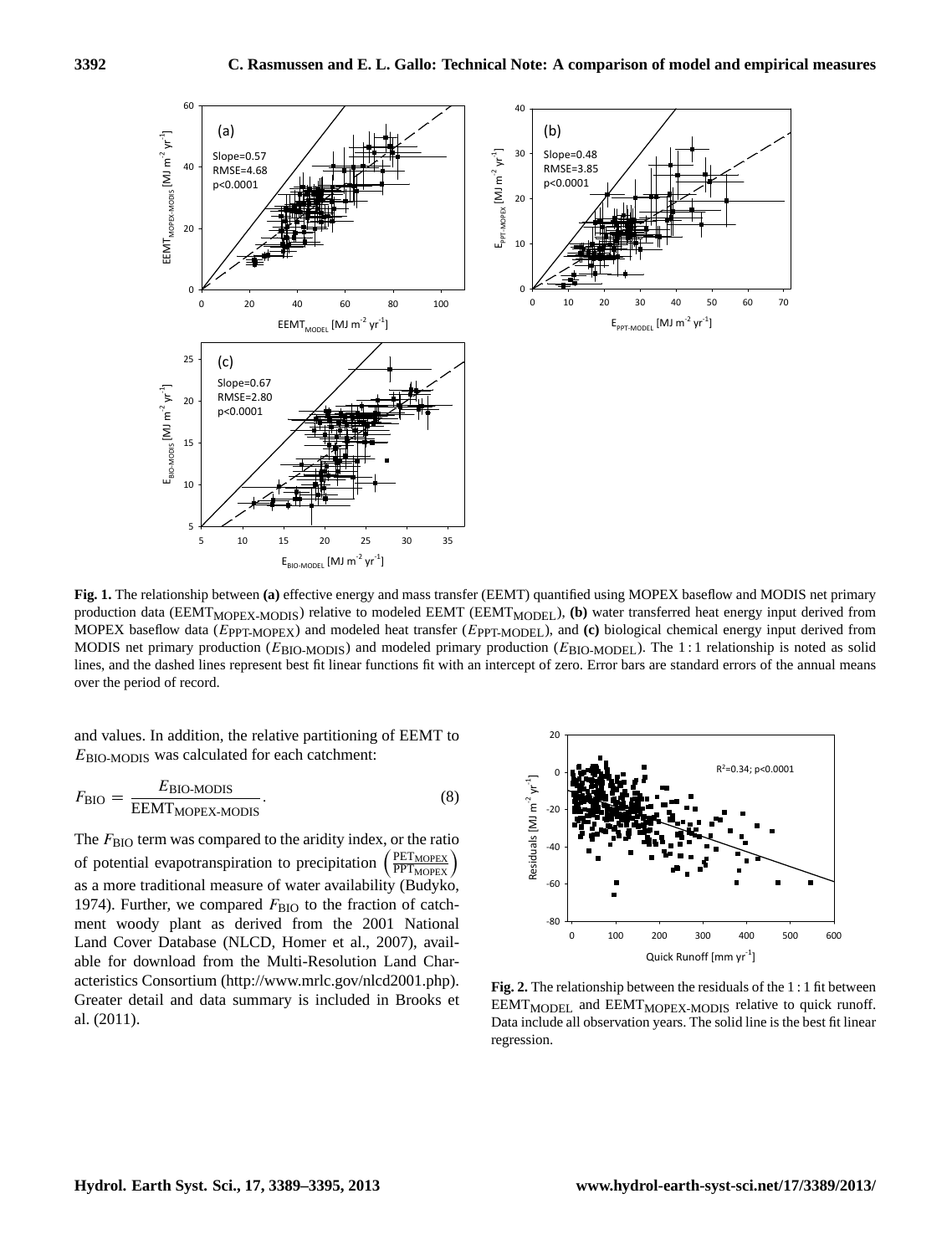**Fig. 1.** The relationship between **(a)** effective energy and mass transfer (EEMT) quantified using MOPEX baseflow and MODIS net primary production data ($\mathrm{EEMT_{MOPEX\text{-}MODIS}}$) relative to modeled EEMT ($\mathrm{EEMT_{MODEL}}$), **(b)** water transferred heat energy input derived from MOPEX baseflow data ($E_{\mathrm{PPT\text{-}MOPEX}}$) and modeled heat transfer ($E_{\mathrm{PPT\text{-}MODEL}}$), and **(c)** biological chemical energy input derived from MODIS net primary production ($E_{\mathrm{BIO\text{-}MODIS}}$) and modeled primary production ($E_{\mathrm{BIO\text{-}MODEL}}$). The 1 : 1 relationship is noted as solid lines, and the dashed lines represent best fit linear functions fit with an intercept of zero. Error bars are standard errors of the annual means over the period of record.

and values. In addition, the relative partitioning of EEMT to $E_{\mathrm{BIO\text{-}MODIS}}$ was calculated for each catchment:

$$F_{\mathrm{BIO}} = \frac{E_{\mathrm{BIO\text{-}MODIS}}}{\mathrm{EEMT_{MOPEX\text{-}MODIS}}}. \quad (8)$$

The $F_{\mathrm{BIO}}$ term was compared to the aridity index, or the ratio of potential evapotranspiration to precipitation $\left(\frac{\mathrm{PET_{MOPEX}}}{\mathrm{PPT_{MOPEX}}}\right)$ as a more traditional measure of water availability (Budyko, 1974). Further, we compared $F_{\mathrm{BIO}}$ to the fraction of catchment woody plant as derived from the 2001 National Land Cover Database (NLCD, Homer et al., 2007), available for download from the Multi-Resolution Land Characteristics Consortium (http://www.mrlc.gov/nlcd2001.php). Greater detail and data summary is included in Brooks et al. (2011).

**Fig. 2.** The relationship between the residuals of the 1 : 1 fit between $\mathrm{EEMT_{MODEL}}$ and $\mathrm{EEMT_{MOPEX\text{-}MODIS}}$ relative to quick runoff. Data include all observation years. The solid line is the best fit linear regression.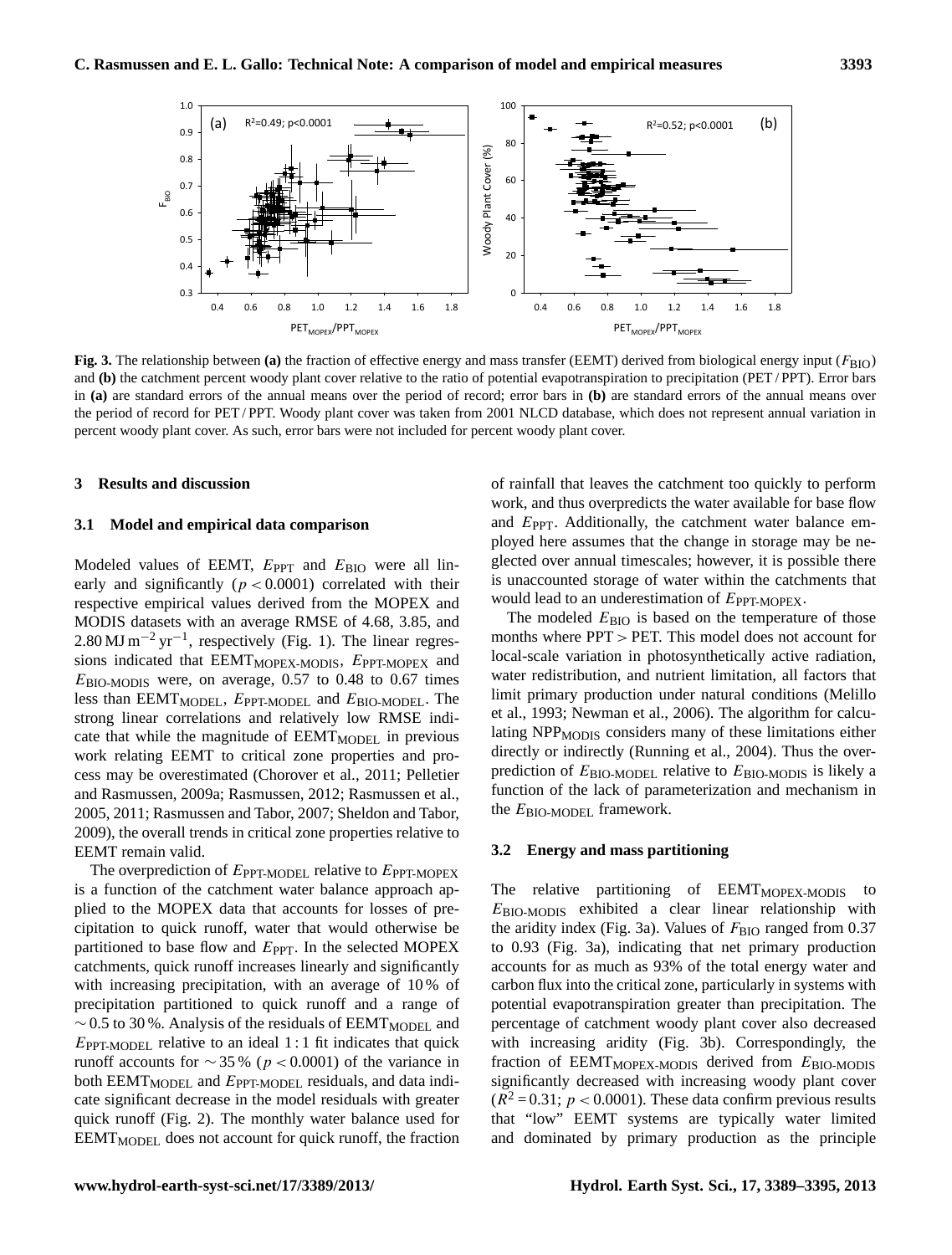**Fig. 3.** The relationship between **(a)** the fraction of effective energy and mass transfer (EEMT) derived from biological energy input ($F_{\text{BIO}}$) and **(b)** the catchment percent woody plant cover relative to the ratio of potential evapotranspiration to precipitation (PET / PPT). Error bars in **(a)** are standard errors of the annual means over the period of record; error bars in **(b)** are standard errors of the annual means over the period of record for PET / PPT. Woody plant cover was taken from 2001 NLCD database, which does not represent annual variation in percent woody plant cover. As such, error bars were not included for percent woody plant cover.

## 3 Results and discussion

### 3.1 Model and empirical data comparison

Modeled values of EEMT, $E_{\text{PPT}}$ and $E_{\text{BIO}}$ were all linearly and significantly ($p < 0.0001$) correlated with their respective empirical values derived from the MOPEX and MODIS datasets with an average RMSE of 4.68, 3.85, and 2.80 MJ m$^{-2}$ yr$^{-1}$, respectively (Fig. 1). The linear regressions indicated that $\text{EEMT}_{\text{MOPEX-MODIS}}$, $E_{\text{PPT-MOPEX}}$ and $E_{\text{BIO-MODIS}}$ were, on average, 0.57 to 0.48 to 0.67 times less than $\text{EEMT}_{\text{MODEL}}$, $E_{\text{PPT-MODEL}}$ and $E_{\text{BIO-MODEL}}$. The strong linear correlations and relatively low RMSE indicate that while the magnitude of $\text{EEMT}_{\text{MODEL}}$ in previous work relating EEMT to critical zone properties and process may be overestimated (Chorover et al., 2011; Pelletier and Rasmussen, 2009a; Rasmussen, 2012; Rasmussen et al., 2005, 2011; Rasmussen and Tabor, 2007; Sheldon and Tabor, 2009), the overall trends in critical zone properties relative to EEMT remain valid.

The overprediction of $E_{\text{PPT-MODEL}}$ relative to $E_{\text{PPT-MOPEX}}$ is a function of the catchment water balance approach applied to the MOPEX data that accounts for losses of precipitation to quick runoff, water that would otherwise be partitioned to base flow and $E_{\text{PPT}}$. In the selected MOPEX catchments, quick runoff increases linearly and significantly with increasing precipitation, with an average of 10 % of precipitation partitioned to quick runoff and a range of $\sim$0.5 to 30 %. Analysis of the residuals of $\text{EEMT}_{\text{MODEL}}$ and $E_{\text{PPT-MODEL}}$ relative to an ideal 1 : 1 fit indicates that quick runoff accounts for $\sim$35 % ($p < 0.0001$) of the variance in both $\text{EEMT}_{\text{MODEL}}$ and $E_{\text{PPT-MODEL}}$ residuals, and data indicate significant decrease in the model residuals with greater quick runoff (Fig. 2). The monthly water balance used for $\text{EEMT}_{\text{MODEL}}$ does not account for quick runoff, the fraction of rainfall that leaves the catchment too quickly to perform work, and thus overpredicts the water available for base flow and $E_{\text{PPT}}$. Additionally, the catchment water balance employed here assumes that the change in storage may be neglected over annual timescales; however, it is possible there is unaccounted storage of water within the catchments that would lead to an underestimation of $E_{\text{PPT-MOPEX}}$.

The modeled $E_{\text{BIO}}$ is based on the temperature of those months where PPT > PET. This model does not account for local-scale variation in photosynthetically active radiation, water redistribution, and nutrient limitation, all factors that limit primary production under natural conditions (Melillo et al., 1993; Newman et al., 2006). The algorithm for calculating $\text{NPP}_{\text{MODIS}}$ considers many of these limitations either directly or indirectly (Running et al., 2004). Thus the overprediction of $E_{\text{BIO-MODEL}}$ relative to $E_{\text{BIO-MODIS}}$ is likely a function of the lack of parameterization and mechanism in the $E_{\text{BIO-MODEL}}$ framework.

### 3.2 Energy and mass partitioning

The relative partitioning of $\text{EEMT}_{\text{MOPEX-MODIS}}$ to $E_{\text{BIO-MODIS}}$ exhibited a clear linear relationship with the aridity index (Fig. 3a). Values of $F_{\text{BIO}}$ ranged from 0.37 to 0.93 (Fig. 3a), indicating that net primary production accounts for as much as 93% of the total energy water and carbon flux into the critical zone, particularly in systems with potential evapotranspiration greater than precipitation. The percentage of catchment woody plant cover also decreased with increasing aridity (Fig. 3b). Correspondingly, the fraction of $\text{EEMT}_{\text{MOPEX-MODIS}}$ derived from $E_{\text{BIO-MODIS}}$ significantly decreased with increasing woody plant cover ($R^2 = 0.31$; $p < 0.0001$). These data confirm previous results that "low" EEMT systems are typically water limited and dominated by primary production as the principle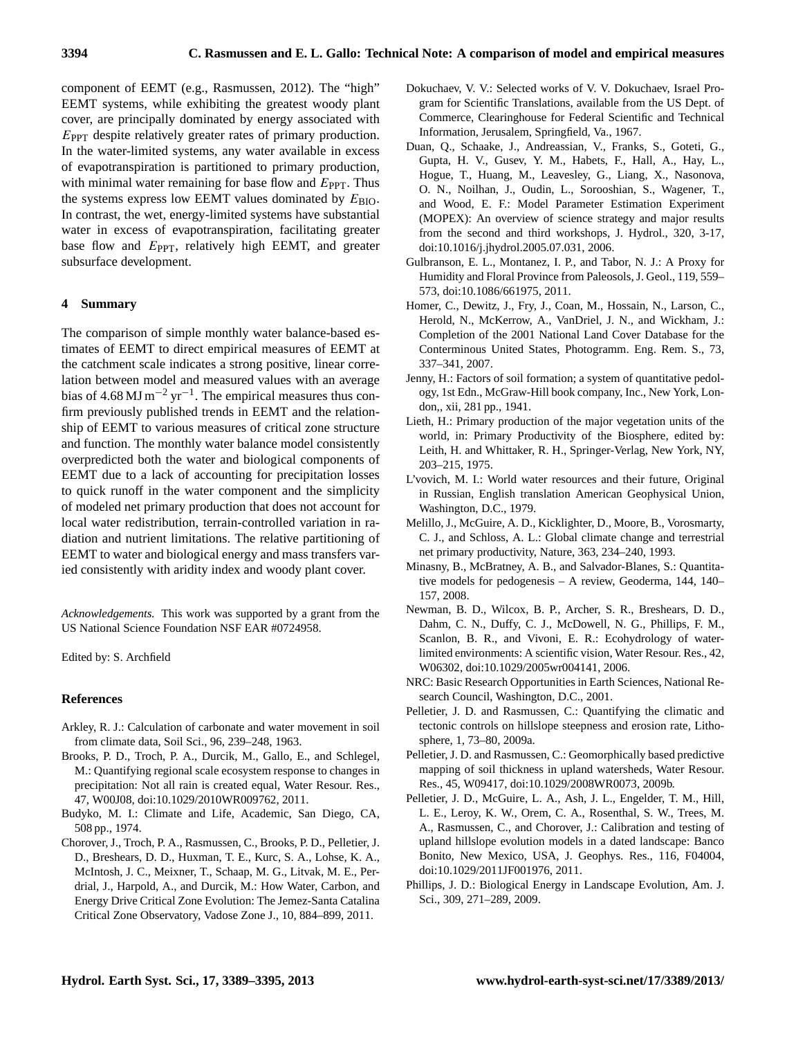component of EEMT (e.g., Rasmussen, 2012). The "high" EEMT systems, while exhibiting the greatest woody plant cover, are principally dominated by energy associated with $E_{\mathrm{PPT}}$ despite relatively greater rates of primary production. In the water-limited systems, any water available in excess of evapotranspiration is partitioned to primary production, with minimal water remaining for base flow and $E_{\mathrm{PPT}}$. Thus the systems express low EEMT values dominated by $E_{\mathrm{BIO}}$. In contrast, the wet, energy-limited systems have substantial water in excess of evapotranspiration, facilitating greater base flow and $E_{\mathrm{PPT}}$, relatively high EEMT, and greater subsurface development.

## 4 Summary

The comparison of simple monthly water balance-based estimates of EEMT to direct empirical measures of EEMT at the catchment scale indicates a strong positive, linear correlation between model and measured values with an average bias of 4.68 $\mathrm{MJ\,m^{-2}\,yr^{-1}}$. The empirical measures thus confirm previously published trends in EEMT and the relationship of EEMT to various measures of critical zone structure and function. The monthly water balance model consistently overpredicted both the water and biological components of EEMT due to a lack of accounting for precipitation losses to quick runoff in the water component and the simplicity of modeled net primary production that does not account for local water redistribution, terrain-controlled variation in radiation and nutrient limitations. The relative partitioning of EEMT to water and biological energy and mass transfers varied consistently with aridity index and woody plant cover.

*Acknowledgements.* This work was supported by a grant from the US National Science Foundation NSF EAR #0724958.

Edited by: S. Archfield

## References

Arkley, R. J.: Calculation of carbonate and water movement in soil from climate data, Soil Sci., 96, 239–248, 1963.

Brooks, P. D., Troch, P. A., Durcik, M., Gallo, E., and Schlegel, M.: Quantifying regional scale ecosystem response to changes in precipitation: Not all rain is created equal, Water Resour. Res., 47, W00J08, doi:10.1029/2010WR009762, 2011.

Budyko, M. I.: Climate and Life, Academic, San Diego, CA, 508 pp., 1974.

Chorover, J., Troch, P. A., Rasmussen, C., Brooks, P. D., Pelletier, J. D., Breshears, D. D., Huxman, T. E., Kurc, S. A., Lohse, K. A., McIntosh, J. C., Meixner, T., Schaap, M. G., Litvak, M. E., Perdrial, J., Harpold, A., and Durcik, M.: How Water, Carbon, and Energy Drive Critical Zone Evolution: The Jemez-Santa Catalina Critical Zone Observatory, Vadose Zone J., 10, 884–899, 2011.

Dokuchaev, V. V.: Selected works of V. V. Dokuchaev, Israel Program for Scientific Translations, available from the US Dept. of Commerce, Clearinghouse for Federal Scientific and Technical Information, Jerusalem, Springfield, Va., 1967.

Duan, Q., Schaake, J., Andreassian, V., Franks, S., Goteti, G., Gupta, H. V., Gusev, Y. M., Habets, F., Hall, A., Hay, L., Hogue, T., Huang, M., Leavesley, G., Liang, X., Nasonova, O. N., Noilhan, J., Oudin, L., Sorooshian, S., Wagener, T., and Wood, E. F.: Model Parameter Estimation Experiment (MOPEX): An overview of science strategy and major results from the second and third workshops, J. Hydrol., 320, 3-17, doi:10.1016/j.jhydrol.2005.07.031, 2006.

Gulbranson, E. L., Montanez, I. P., and Tabor, N. J.: A Proxy for Humidity and Floral Province from Paleosols, J. Geol., 119, 559–573, doi:10.1086/661975, 2011.

Homer, C., Dewitz, J., Fry, J., Coan, M., Hossain, N., Larson, C., Herold, N., McKerrow, A., VanDriel, J. N., and Wickham, J.: Completion of the 2001 National Land Cover Database for the Conterminous United States, Photogramm. Eng. Rem. S., 73, 337–341, 2007.

Jenny, H.: Factors of soil formation; a system of quantitative pedology, 1st Edn., McGraw-Hill book company, Inc., New York, London,, xii, 281 pp., 1941.

Lieth, H.: Primary production of the major vegetation units of the world, in: Primary Productivity of the Biosphere, edited by: Leith, H. and Whittaker, R. H., Springer-Verlag, New York, NY, 203–215, 1975.

L'vovich, M. I.: World water resources and their future, Original in Russian, English translation American Geophysical Union, Washington, D.C., 1979.

Melillo, J., McGuire, A. D., Kicklighter, D., Moore, B., Vorosmarty, C. J., and Schloss, A. L.: Global climate change and terrestrial net primary productivity, Nature, 363, 234–240, 1993.

Minasny, B., McBratney, A. B., and Salvador-Blanes, S.: Quantitative models for pedogenesis – A review, Geoderma, 144, 140–157, 2008.

Newman, B. D., Wilcox, B. P., Archer, S. R., Breshears, D. D., Dahm, C. N., Duffy, C. J., McDowell, N. G., Phillips, F. M., Scanlon, B. R., and Vivoni, E. R.: Ecohydrology of water-limited environments: A scientific vision, Water Resour. Res., 42, W06302, doi:10.1029/2005wr004141, 2006.

NRC: Basic Research Opportunities in Earth Sciences, National Research Council, Washington, D.C., 2001.

Pelletier, J. D. and Rasmussen, C.: Quantifying the climatic and tectonic controls on hillslope steepness and erosion rate, Lithosphere, 1, 73–80, 2009a.

Pelletier, J. D. and Rasmussen, C.: Geomorphically based predictive mapping of soil thickness in upland watersheds, Water Resour. Res., 45, W09417, doi:10.1029/2008WR0073, 2009b.

Pelletier, J. D., McGuire, L. A., Ash, J. L., Engelder, T. M., Hill, L. E., Leroy, K. W., Orem, C. A., Rosenthal, S. W., Trees, M. A., Rasmussen, C., and Chorover, J.: Calibration and testing of upland hillslope evolution models in a dated landscape: Banco Bonito, New Mexico, USA, J. Geophys. Res., 116, F04004, doi:10.1029/2011JF001976, 2011.

Phillips, J. D.: Biological Energy in Landscape Evolution, Am. J. Sci., 309, 271–289, 2009.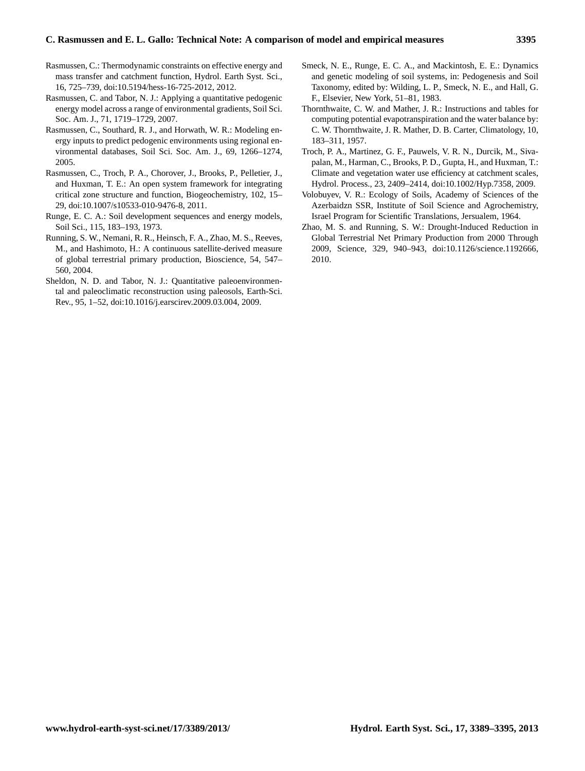Rasmussen, C.: Thermodynamic constraints on effective energy and mass transfer and catchment function, Hydrol. Earth Syst. Sci., 16, 725–739, doi:10.5194/hess-16-725-2012, 2012.

Rasmussen, C. and Tabor, N. J.: Applying a quantitative pedogenic energy model across a range of environmental gradients, Soil Sci. Soc. Am. J., 71, 1719–1729, 2007.

Rasmussen, C., Southard, R. J., and Horwath, W. R.: Modeling energy inputs to predict pedogenic environments using regional environmental databases, Soil Sci. Soc. Am. J., 69, 1266–1274, 2005.

Rasmussen, C., Troch, P. A., Chorover, J., Brooks, P., Pelletier, J., and Huxman, T. E.: An open system framework for integrating critical zone structure and function, Biogeochemistry, 102, 15–29, doi:10.1007/s10533-010-9476-8, 2011.

Runge, E. C. A.: Soil development sequences and energy models, Soil Sci., 115, 183–193, 1973.

Running, S. W., Nemani, R. R., Heinsch, F. A., Zhao, M. S., Reeves, M., and Hashimoto, H.: A continuous satellite-derived measure of global terrestrial primary production, Bioscience, 54, 547–560, 2004.

Sheldon, N. D. and Tabor, N. J.: Quantitative paleoenvironmental and paleoclimatic reconstruction using paleosols, Earth-Sci. Rev., 95, 1–52, doi:10.1016/j.earscirev.2009.03.004, 2009.

Smeck, N. E., Runge, E. C. A., and Mackintosh, E. E.: Dynamics and genetic modeling of soil systems, in: Pedogenesis and Soil Taxonomy, edited by: Wilding, L. P., Smeck, N. E., and Hall, G. F., Elsevier, New York, 51–81, 1983.

Thornthwaite, C. W. and Mather, J. R.: Instructions and tables for computing potential evapotranspiration and the water balance by: C. W. Thornthwaite, J. R. Mather, D. B. Carter, Climatology, 10, 183–311, 1957.

Troch, P. A., Martinez, G. F., Pauwels, V. R. N., Durcik, M., Sivapalan, M., Harman, C., Brooks, P. D., Gupta, H., and Huxman, T.: Climate and vegetation water use efficiency at catchment scales, Hydrol. Process., 23, 2409–2414, doi:10.1002/Hyp.7358, 2009.

Volobuyev, V. R.: Ecology of Soils, Academy of Sciences of the Azerbaidzn SSR, Institute of Soil Science and Agrochemistry, Israel Program for Scientific Translations, Jersualem, 1964.

Zhao, M. S. and Running, S. W.: Drought-Induced Reduction in Global Terrestrial Net Primary Production from 2000 Through 2009, Science, 329, 940–943, doi:10.1126/science.1192666, 2010.